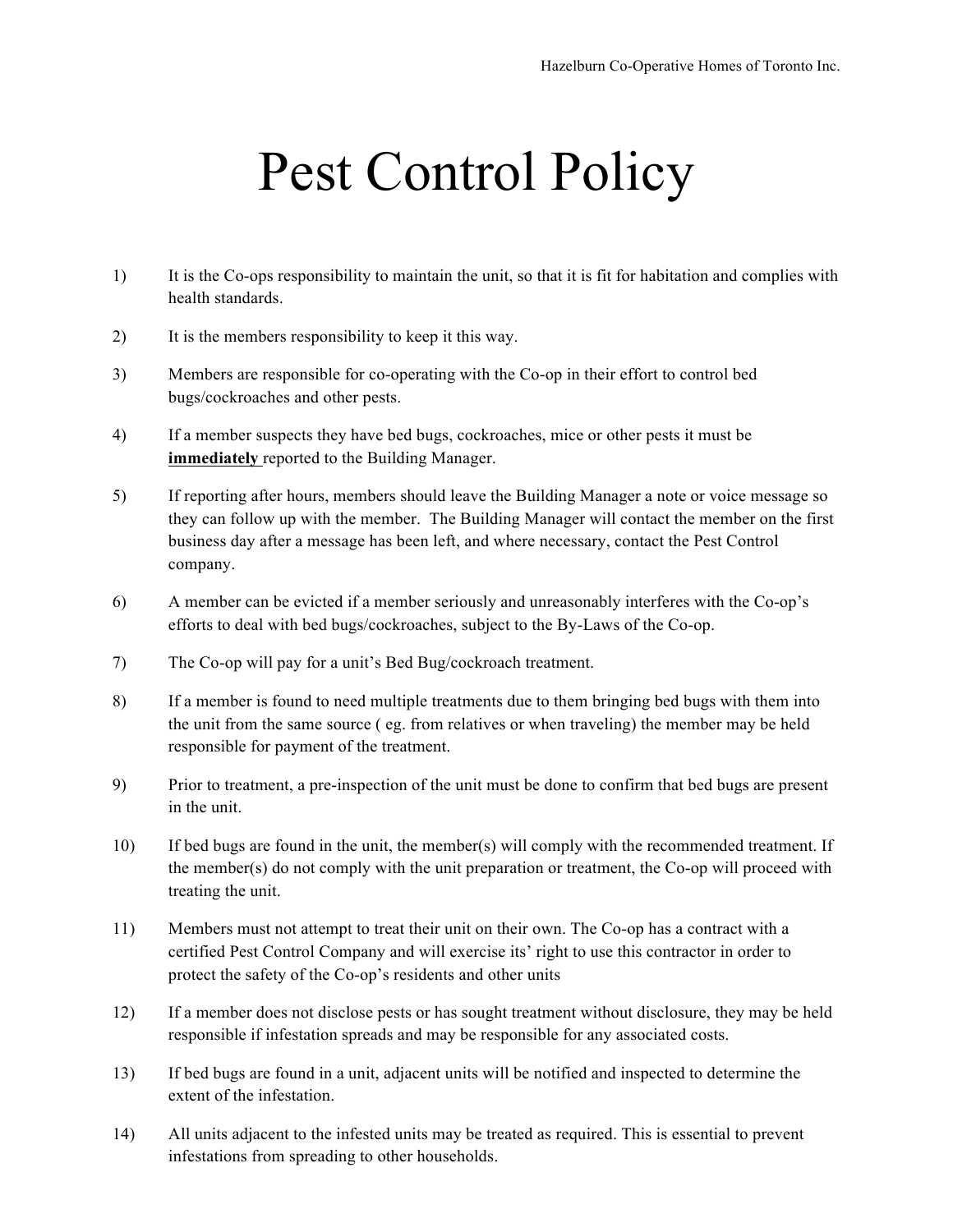Hazelburn Co-Operative Homes of Toronto Inc.

# Pest Control Policy

1) It is the Co-ops responsibility to maintain the unit, so that it is fit for habitation and complies with health standards.

2) It is the members responsibility to keep it this way.

3) Members are responsible for co-operating with the Co-op in their effort to control bed bugs/cockroaches and other pests.

4) If a member suspects they have bed bugs, cockroaches, mice or other pests it must be **<u>immediately</u>** reported to the Building Manager.

5) If reporting after hours, members should leave the Building Manager a note or voice message so they can follow up with the member. The Building Manager will contact the member on the first business day after a message has been left, and where necessary, contact the Pest Control company.

6) A member can be evicted if a member seriously and unreasonably interferes with the Co-op's efforts to deal with bed bugs/cockroaches, subject to the By-Laws of the Co-op.

7) The Co-op will pay for a unit's Bed Bug/cockroach treatment.

8) If a member is found to need multiple treatments due to them bringing bed bugs with them into the unit from the same source ( eg. from relatives or when traveling) the member may be held responsible for payment of the treatment.

9) Prior to treatment, a pre-inspection of the unit must be done to confirm that bed bugs are present in the unit.

10) If bed bugs are found in the unit, the member(s) will comply with the recommended treatment. If the member(s) do not comply with the unit preparation or treatment, the Co-op will proceed with treating the unit.

11) Members must not attempt to treat their unit on their own. The Co-op has a contract with a certified Pest Control Company and will exercise its' right to use this contractor in order to protect the safety of the Co-op's residents and other units

12) If a member does not disclose pests or has sought treatment without disclosure, they may be held responsible if infestation spreads and may be responsible for any associated costs.

13) If bed bugs are found in a unit, adjacent units will be notified and inspected to determine the extent of the infestation.

14) All units adjacent to the infested units may be treated as required. This is essential to prevent infestations from spreading to other households.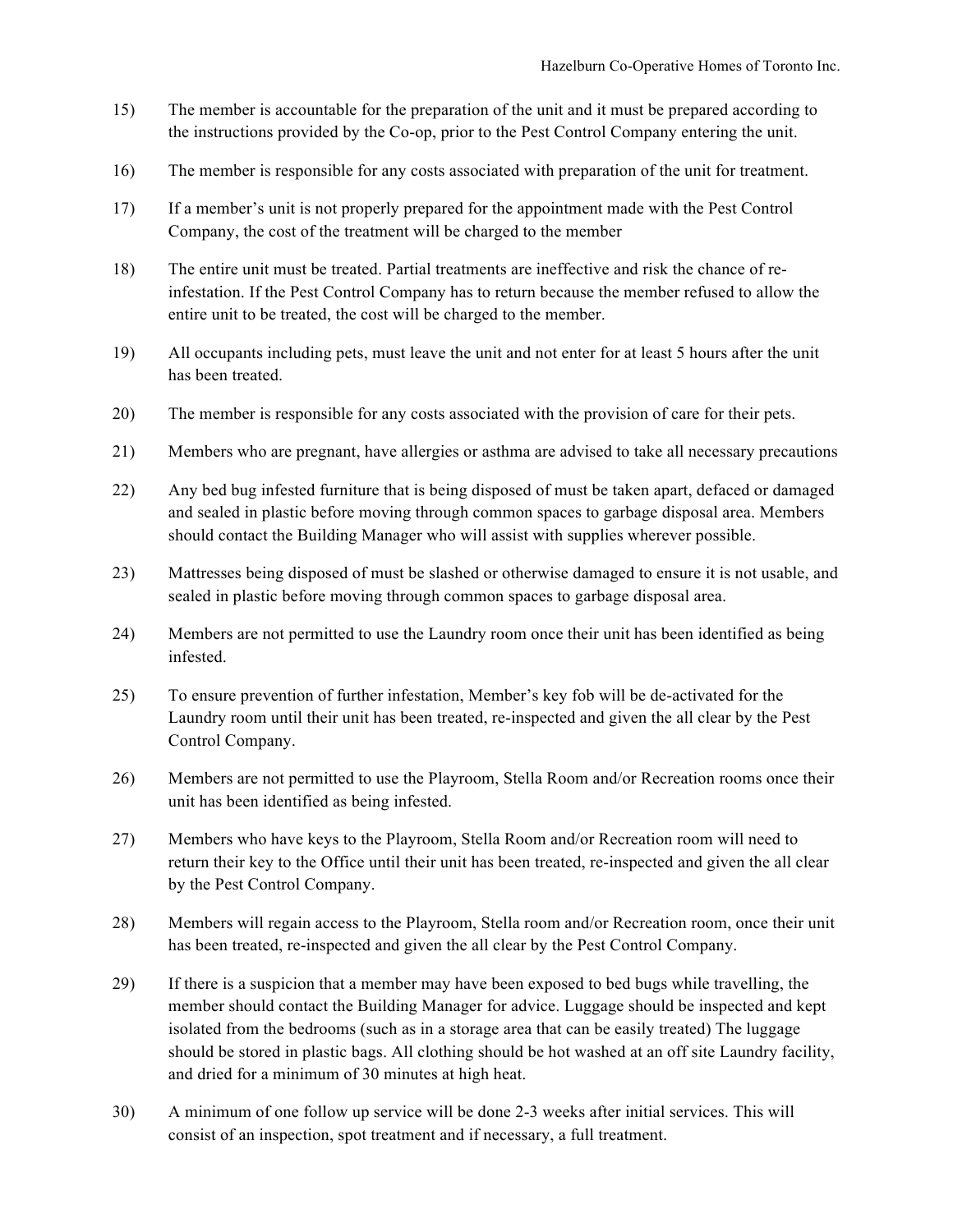15) The member is accountable for the preparation of the unit and it must be prepared according to the instructions provided by the Co-op, prior to the Pest Control Company entering the unit.

16) The member is responsible for any costs associated with preparation of the unit for treatment.

17) If a member's unit is not properly prepared for the appointment made with the Pest Control Company, the cost of the treatment will be charged to the member

18) The entire unit must be treated. Partial treatments are ineffective and risk the chance of re-infestation. If the Pest Control Company has to return because the member refused to allow the entire unit to be treated, the cost will be charged to the member.

19) All occupants including pets, must leave the unit and not enter for at least 5 hours after the unit has been treated.

20) The member is responsible for any costs associated with the provision of care for their pets.

21) Members who are pregnant, have allergies or asthma are advised to take all necessary precautions

22) Any bed bug infested furniture that is being disposed of must be taken apart, defaced or damaged and sealed in plastic before moving through common spaces to garbage disposal area. Members should contact the Building Manager who will assist with supplies wherever possible.

23) Mattresses being disposed of must be slashed or otherwise damaged to ensure it is not usable, and sealed in plastic before moving through common spaces to garbage disposal area.

24) Members are not permitted to use the Laundry room once their unit has been identified as being infested.

25) To ensure prevention of further infestation, Member's key fob will be de-activated for the Laundry room until their unit has been treated, re-inspected and given the all clear by the Pest Control Company.

26) Members are not permitted to use the Playroom, Stella Room and/or Recreation rooms once their unit has been identified as being infested.

27) Members who have keys to the Playroom, Stella Room and/or Recreation room will need to return their key to the Office until their unit has been treated, re-inspected and given the all clear by the Pest Control Company.

28) Members will regain access to the Playroom, Stella room and/or Recreation room, once their unit has been treated, re-inspected and given the all clear by the Pest Control Company.

29) If there is a suspicion that a member may have been exposed to bed bugs while travelling, the member should contact the Building Manager for advice. Luggage should be inspected and kept isolated from the bedrooms (such as in a storage area that can be easily treated) The luggage should be stored in plastic bags. All clothing should be hot washed at an off site Laundry facility, and dried for a minimum of 30 minutes at high heat.

30) A minimum of one follow up service will be done 2-3 weeks after initial services. This will consist of an inspection, spot treatment and if necessary, a full treatment.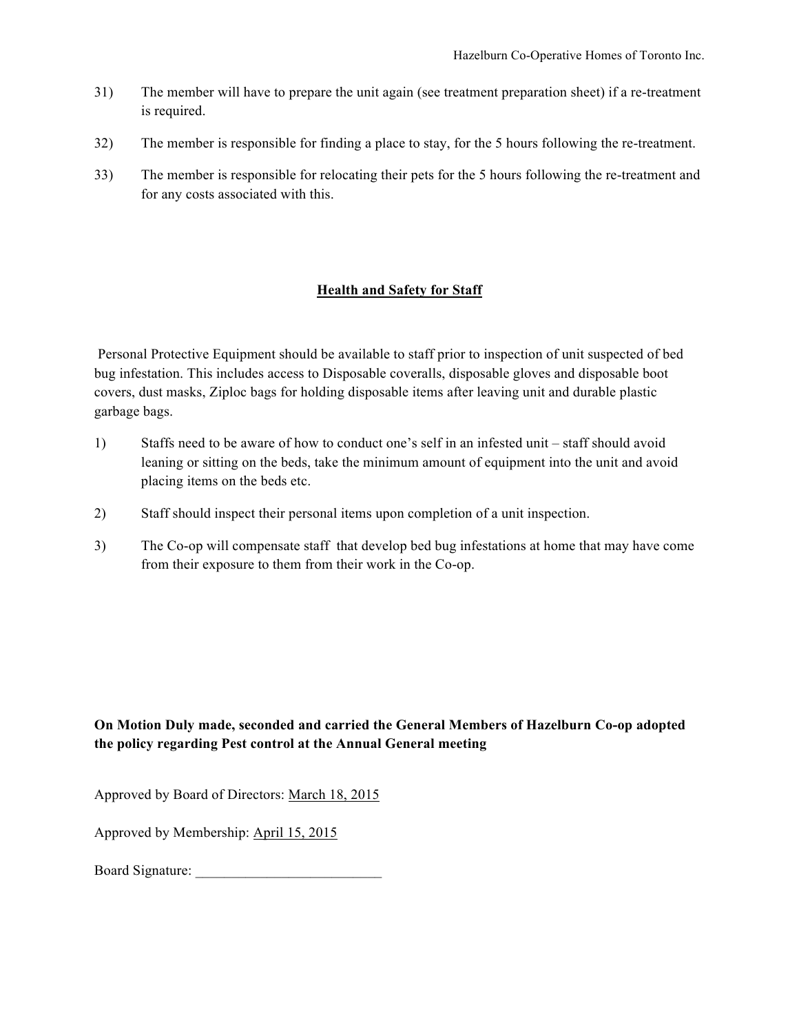31) The member will have to prepare the unit again (see treatment preparation sheet) if a re-treatment is required.

32) The member is responsible for finding a place to stay, for the 5 hours following the re-treatment.

33) The member is responsible for relocating their pets for the 5 hours following the re-treatment and for any costs associated with this.

## Health and Safety for Staff

Personal Protective Equipment should be available to staff prior to inspection of unit suspected of bed bug infestation. This includes access to Disposable coveralls, disposable gloves and disposable boot covers, dust masks, Ziploc bags for holding disposable items after leaving unit and durable plastic garbage bags.

1) Staffs need to be aware of how to conduct one's self in an infested unit – staff should avoid leaning or sitting on the beds, take the minimum amount of equipment into the unit and avoid placing items on the beds etc.

2) Staff should inspect their personal items upon completion of a unit inspection.

3) The Co-op will compensate staff that develop bed bug infestations at home that may have come from their exposure to them from their work in the Co-op.

**On Motion Duly made, seconded and carried the General Members of Hazelburn Co-op adopted the policy regarding Pest control at the Annual General meeting**

Approved by Board of Directors: March 18, 2015

Approved by Membership: April 15, 2015

Board Signature: __________________________